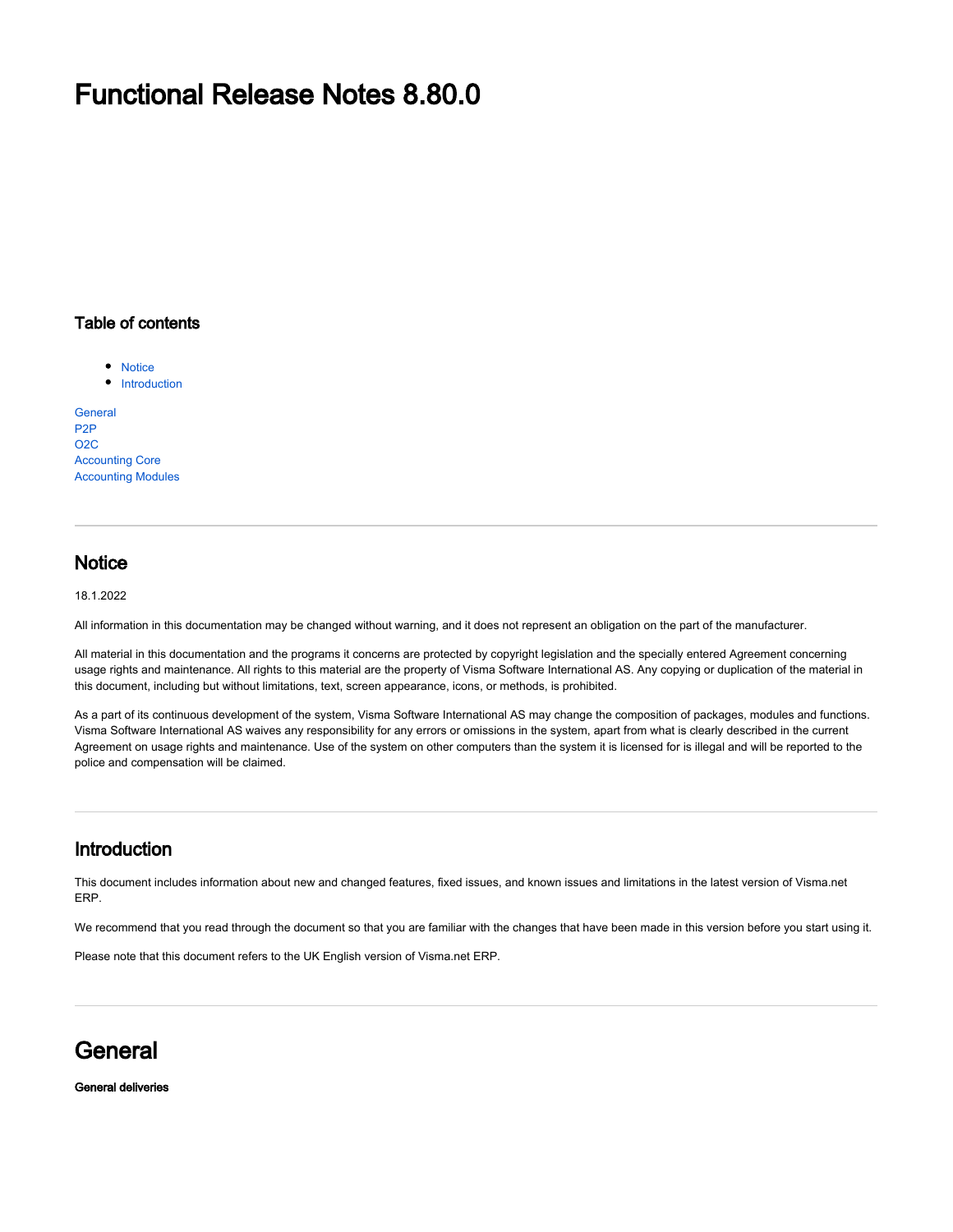# Functional Release Notes 8.80.0

### Table of contents

- Notice
- Introduction

General
P2P
O2C
Accounting Core
Accounting Modules

---

## Notice

18.1.2022

All information in this documentation may be changed without warning, and it does not represent an obligation on the part of the manufacturer.

All material in this documentation and the programs it concerns are protected by copyright legislation and the specially entered Agreement concerning usage rights and maintenance. All rights to this material are the property of Visma Software International AS. Any copying or duplication of the material in this document, including but without limitations, text, screen appearance, icons, or methods, is prohibited.

As a part of its continuous development of the system, Visma Software International AS may change the composition of packages, modules and functions. Visma Software International AS waives any responsibility for any errors or omissions in the system, apart from what is clearly described in the current Agreement on usage rights and maintenance. Use of the system on other computers than the system it is licensed for is illegal and will be reported to the police and compensation will be claimed.

---

## Introduction

This document includes information about new and changed features, fixed issues, and known issues and limitations in the latest version of Visma.net ERP.

We recommend that you read through the document so that you are familiar with the changes that have been made in this version before you start using it.

Please note that this document refers to the UK English version of Visma.net ERP.

---

# General

**General deliveries**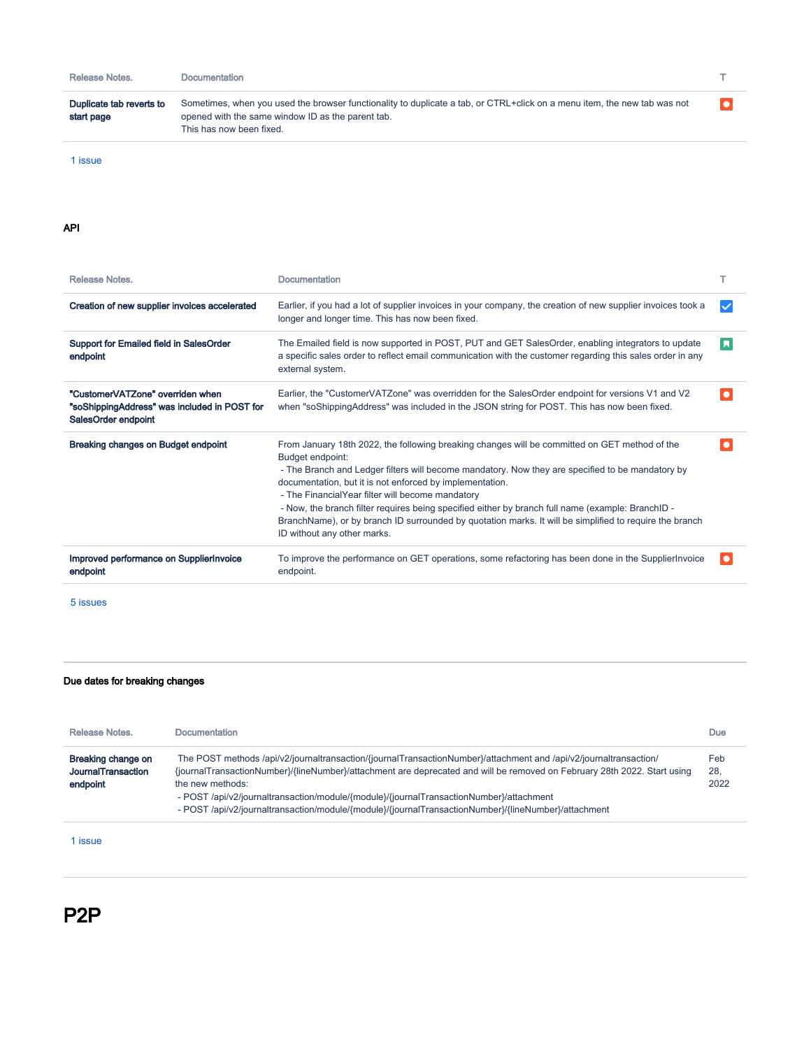| Release Notes. | Documentation | T |
|---|---|---|
| **Duplicate tab reverts to start page** | Sometimes, when you used the browser functionality to duplicate a tab, or CTRL+click on a menu item, the new tab was not opened with the same window ID as the parent tab.<br>This has now been fixed. | |

1 issue

### API

| Release Notes. | Documentation | T |
|---|---|---|
| **Creation of new supplier invoices accelerated** | Earlier, if you had a lot of supplier invoices in your company, the creation of new supplier invoices took a longer and longer time. This has now been fixed. | |
| **Support for Emailed field in SalesOrder endpoint** | The Emailed field is now supported in POST, PUT and GET SalesOrder, enabling integrators to update a specific sales order to reflect email communication with the customer regarding this sales order in any external system. | |
| **"CustomerVATZone" overriden when "soShippingAddress" was included in POST for SalesOrder endpoint** | Earlier, the "CustomerVATZone" was overridden for the SalesOrder endpoint for versions V1 and V2 when "soShippingAddress" was included in the JSON string for POST. This has now been fixed. | |
| **Breaking changes on Budget endpoint** | From January 18th 2022, the following breaking changes will be committed on GET method of the Budget endpoint:<br>- The Branch and Ledger filters will become mandatory. Now they are specified to be mandatory by documentation, but it is not enforced by implementation.<br>- The FinancialYear filter will become mandatory<br>- Now, the branch filter requires being specified either by branch full name (example: BranchID - BranchName), or by branch ID surrounded by quotation marks. It will be simplified to require the branch ID without any other marks. | |
| **Improved performance on SupplierInvoice endpoint** | To improve the performance on GET operations, some refactoring has been done in the SupplierInvoice endpoint. | |

5 issues

---

### Due dates for breaking changes

| Release Notes. | Documentation | Due |
|---|---|---|
| **Breaking change on JournalTransaction endpoint** | The POST methods /api/v2/journaltransaction/{journalTransactionNumber}/attachment and /api/v2/journaltransaction/{journalTransactionNumber}/{lineNumber}/attachment are deprecated and will be removed on February 28th 2022. Start using the new methods:<br>- POST /api/v2/journaltransaction/module/{module}/{journalTransactionNumber}/attachment<br>- POST /api/v2/journaltransaction/module/{module}/{journalTransactionNumber}/{lineNumber}/attachment | Feb 28, 2022 |

1 issue

---

# P2P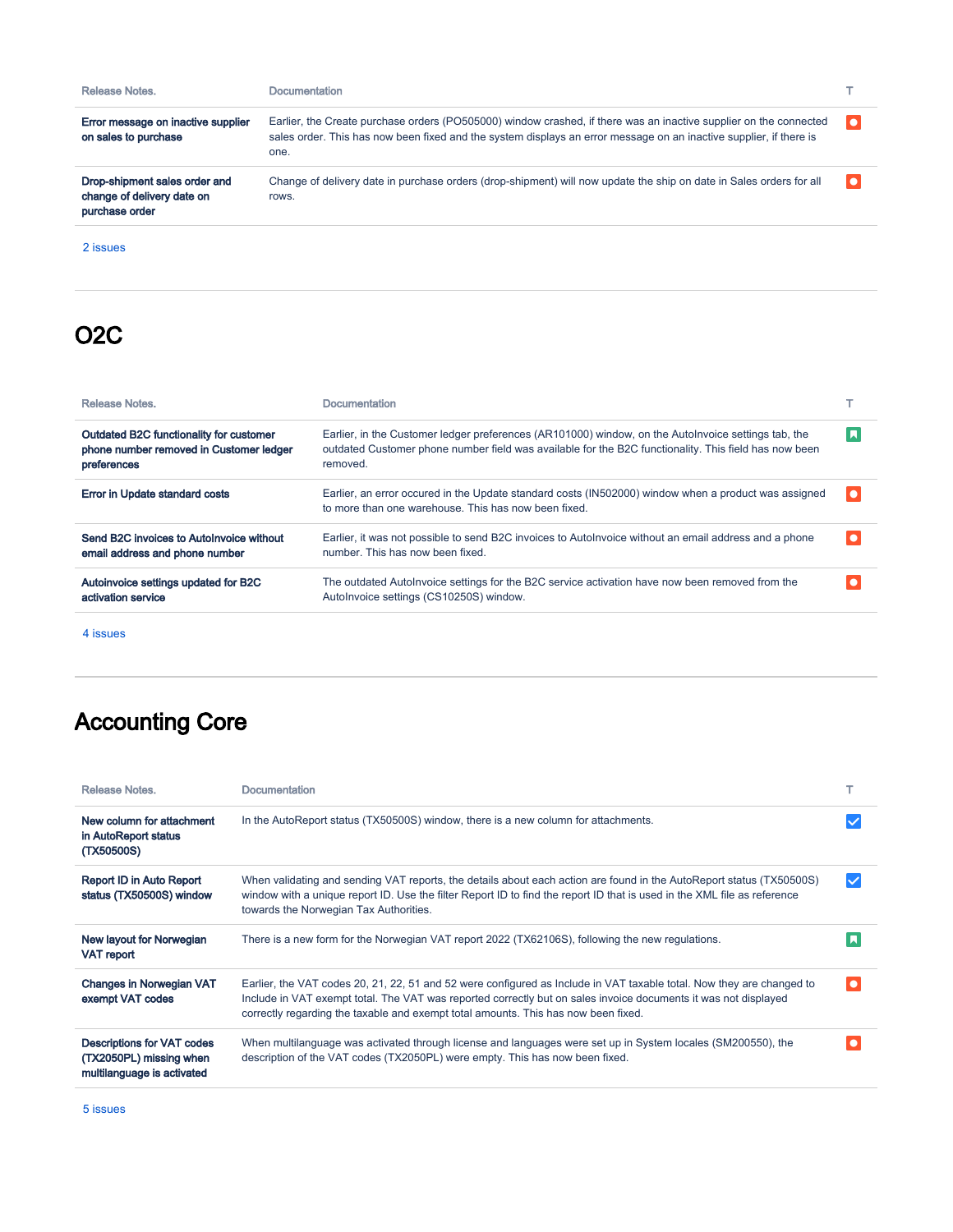| Release Notes. | Documentation | T |
| --- | --- | --- |
| **Error message on inactive supplier on sales to purchase** | Earlier, the Create purchase orders (PO505000) window crashed, if there was an inactive supplier on the connected sales order. This has now been fixed and the system displays an error message on an inactive supplier, if there is one. | |
| **Drop-shipment sales order and change of delivery date on purchase order** | Change of delivery date in purchase orders (drop-shipment) will now update the ship on date in Sales orders for all rows. | |

2 issues

## O2C

| Release Notes. | Documentation | T |
| --- | --- | --- |
| **Outdated B2C functionality for customer phone number removed in Customer ledger preferences** | Earlier, in the Customer ledger preferences (AR101000) window, on the AutoInvoice settings tab, the outdated Customer phone number field was available for the B2C functionality. This field has now been removed. | |
| **Error in Update standard costs** | Earlier, an error occured in the Update standard costs (IN502000) window when a product was assigned to more than one warehouse. This has now been fixed. | |
| **Send B2C invoices to AutoInvoice without email address and phone number** | Earlier, it was not possible to send B2C invoices to AutoInvoice without an email address and a phone number. This has now been fixed. | |
| **Autoinvoice settings updated for B2C activation service** | The outdated AutoInvoice settings for the B2C service activation have now been removed from the AutoInvoice settings (CS10250S) window. | |

4 issues

## Accounting Core

| Release Notes. | Documentation | T |
| --- | --- | --- |
| **New column for attachment in AutoReport status (TX50500S)** | In the AutoReport status (TX50500S) window, there is a new column for attachments. | |
| **Report ID in Auto Report status (TX50500S) window** | When validating and sending VAT reports, the details about each action are found in the AutoReport status (TX50500S) window with a unique report ID. Use the filter Report ID to find the report ID that is used in the XML file as reference towards the Norwegian Tax Authorities. | |
| **New layout for Norwegian VAT report** | There is a new form for the Norwegian VAT report 2022 (TX62106S), following the new regulations. | |
| **Changes in Norwegian VAT exempt VAT codes** | Earlier, the VAT codes 20, 21, 22, 51 and 52 were configured as Include in VAT taxable total. Now they are changed to Include in VAT exempt total. The VAT was reported correctly but on sales invoice documents it was not displayed correctly regarding the taxable and exempt total amounts. This has now been fixed. | |
| **Descriptions for VAT codes (TX2050PL) missing when multilanguage is activated** | When multilanguage was activated through license and languages were set up in System locales (SM200550), the description of the VAT codes (TX2050PL) were empty. This has now been fixed. | |

5 issues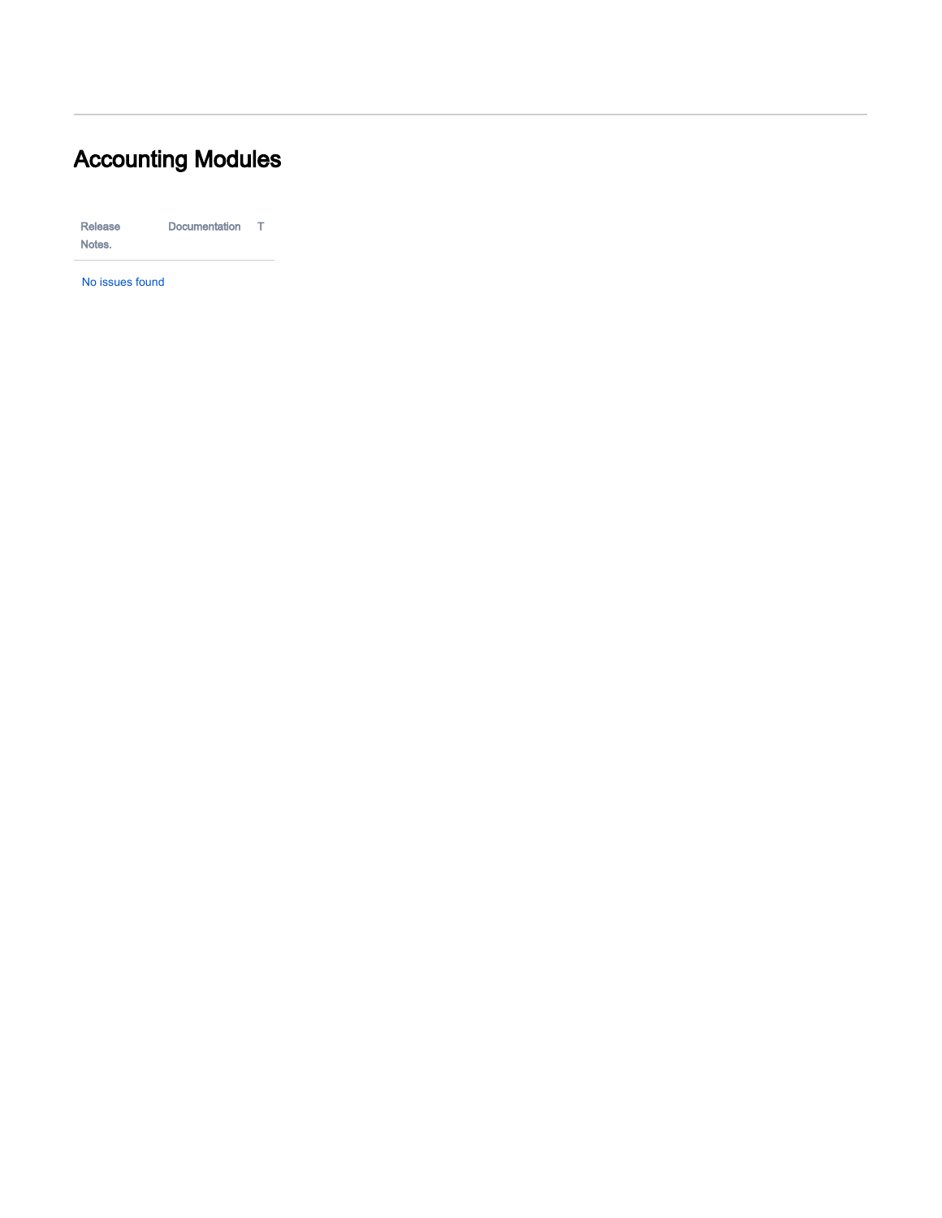# Accounting Modules

| Release Notes. | Documentation | T |
| --- | --- | --- |

No issues found